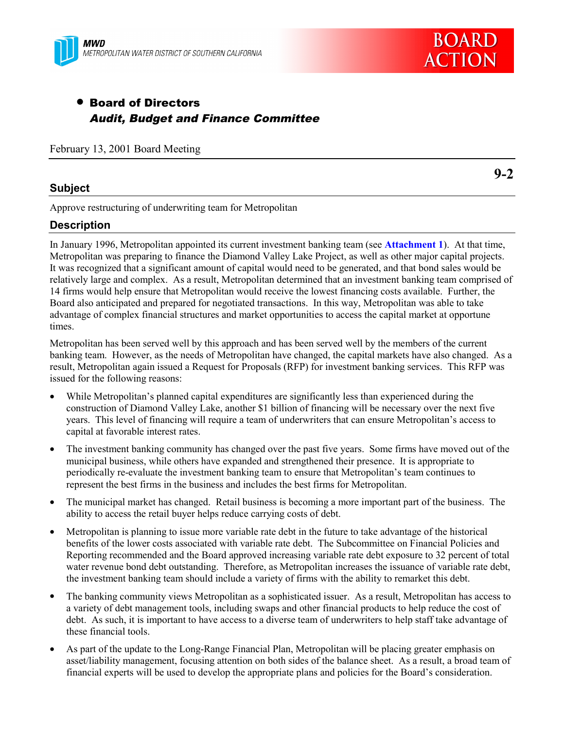MWD
METROPOLITAN WATER DISTRICT OF SOUTHERN CALIFORNIA

**BOARD ACTION**

- **Board of Directors**
  ***Audit, Budget and Finance Committee***

February 13, 2001 Board Meeting

**9-2**

## Subject

Approve restructuring of underwriting team for Metropolitan

## Description

In January 1996, Metropolitan appointed its current investment banking team (see **Attachment 1**). At that time, Metropolitan was preparing to finance the Diamond Valley Lake Project, as well as other major capital projects. It was recognized that a significant amount of capital would need to be generated, and that bond sales would be relatively large and complex. As a result, Metropolitan determined that an investment banking team comprised of 14 firms would help ensure that Metropolitan would receive the lowest financing costs available. Further, the Board also anticipated and prepared for negotiated transactions. In this way, Metropolitan was able to take advantage of complex financial structures and market opportunities to access the capital market at opportune times.

Metropolitan has been served well by this approach and has been served well by the members of the current banking team. However, as the needs of Metropolitan have changed, the capital markets have also changed. As a result, Metropolitan again issued a Request for Proposals (RFP) for investment banking services. This RFP was issued for the following reasons:

- While Metropolitan's planned capital expenditures are significantly less than experienced during the construction of Diamond Valley Lake, another $1 billion of financing will be necessary over the next five years. This level of financing will require a team of underwriters that can ensure Metropolitan's access to capital at favorable interest rates.
- The investment banking community has changed over the past five years. Some firms have moved out of the municipal business, while others have expanded and strengthened their presence. It is appropriate to periodically re-evaluate the investment banking team to ensure that Metropolitan's team continues to represent the best firms in the business and includes the best firms for Metropolitan.
- The municipal market has changed. Retail business is becoming a more important part of the business. The ability to access the retail buyer helps reduce carrying costs of debt.
- Metropolitan is planning to issue more variable rate debt in the future to take advantage of the historical benefits of the lower costs associated with variable rate debt. The Subcommittee on Financial Policies and Reporting recommended and the Board approved increasing variable rate debt exposure to 32 percent of total water revenue bond debt outstanding. Therefore, as Metropolitan increases the issuance of variable rate debt, the investment banking team should include a variety of firms with the ability to remarket this debt.
- The banking community views Metropolitan as a sophisticated issuer. As a result, Metropolitan has access to a variety of debt management tools, including swaps and other financial products to help reduce the cost of debt. As such, it is important to have access to a diverse team of underwriters to help staff take advantage of these financial tools.
- As part of the update to the Long-Range Financial Plan, Metropolitan will be placing greater emphasis on asset/liability management, focusing attention on both sides of the balance sheet. As a result, a broad team of financial experts will be used to develop the appropriate plans and policies for the Board's consideration.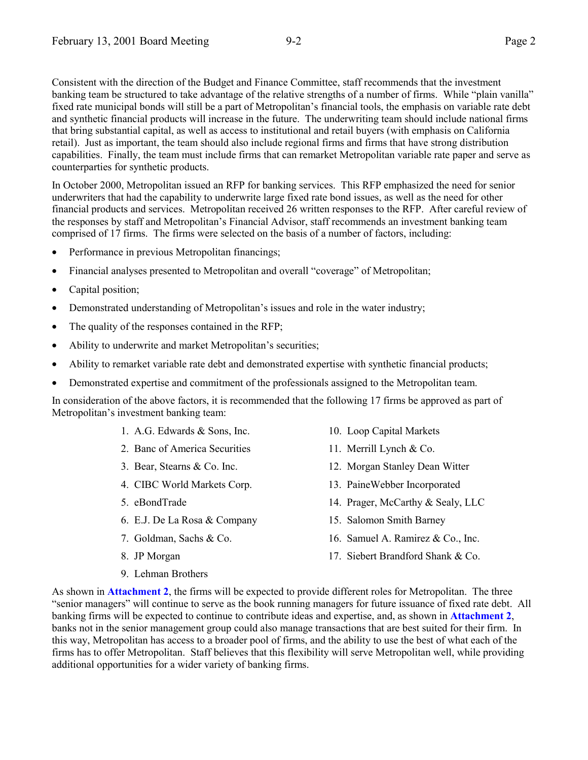Consistent with the direction of the Budget and Finance Committee, staff recommends that the investment banking team be structured to take advantage of the relative strengths of a number of firms. While "plain vanilla" fixed rate municipal bonds will still be a part of Metropolitan's financial tools, the emphasis on variable rate debt and synthetic financial products will increase in the future. The underwriting team should include national firms that bring substantial capital, as well as access to institutional and retail buyers (with emphasis on California retail). Just as important, the team should also include regional firms and firms that have strong distribution capabilities. Finally, the team must include firms that can remarket Metropolitan variable rate paper and serve as counterparties for synthetic products.

In October 2000, Metropolitan issued an RFP for banking services. This RFP emphasized the need for senior underwriters that had the capability to underwrite large fixed rate bond issues, as well as the need for other financial products and services. Metropolitan received 26 written responses to the RFP. After careful review of the responses by staff and Metropolitan's Financial Advisor, staff recommends an investment banking team comprised of 17 firms. The firms were selected on the basis of a number of factors, including:

- Performance in previous Metropolitan financings;
- Financial analyses presented to Metropolitan and overall "coverage" of Metropolitan;
- Capital position;
- Demonstrated understanding of Metropolitan's issues and role in the water industry;
- The quality of the responses contained in the RFP;
- Ability to underwrite and market Metropolitan's securities;
- Ability to remarket variable rate debt and demonstrated expertise with synthetic financial products;
- Demonstrated expertise and commitment of the professionals assigned to the Metropolitan team.

In consideration of the above factors, it is recommended that the following 17 firms be approved as part of Metropolitan's investment banking team:

1. A.G. Edwards & Sons, Inc.
2. Banc of America Securities
3. Bear, Stearns & Co. Inc.
4. CIBC World Markets Corp.
5. eBondTrade
6. E.J. De La Rosa & Company
7. Goldman, Sachs & Co.
8. JP Morgan
9. Lehman Brothers
10. Loop Capital Markets
11. Merrill Lynch & Co.
12. Morgan Stanley Dean Witter
13. PaineWebber Incorporated
14. Prager, McCarthy & Sealy, LLC
15. Salomon Smith Barney
16. Samuel A. Ramirez & Co., Inc.
17. Siebert Brandford Shank & Co.

As shown in **Attachment 2**, the firms will be expected to provide different roles for Metropolitan. The three "senior managers" will continue to serve as the book running managers for future issuance of fixed rate debt. All banking firms will be expected to continue to contribute ideas and expertise, and, as shown in **Attachment 2**, banks not in the senior management group could also manage transactions that are best suited for their firm. In this way, Metropolitan has access to a broader pool of firms, and the ability to use the best of what each of the firms has to offer Metropolitan. Staff believes that this flexibility will serve Metropolitan well, while providing additional opportunities for a wider variety of banking firms.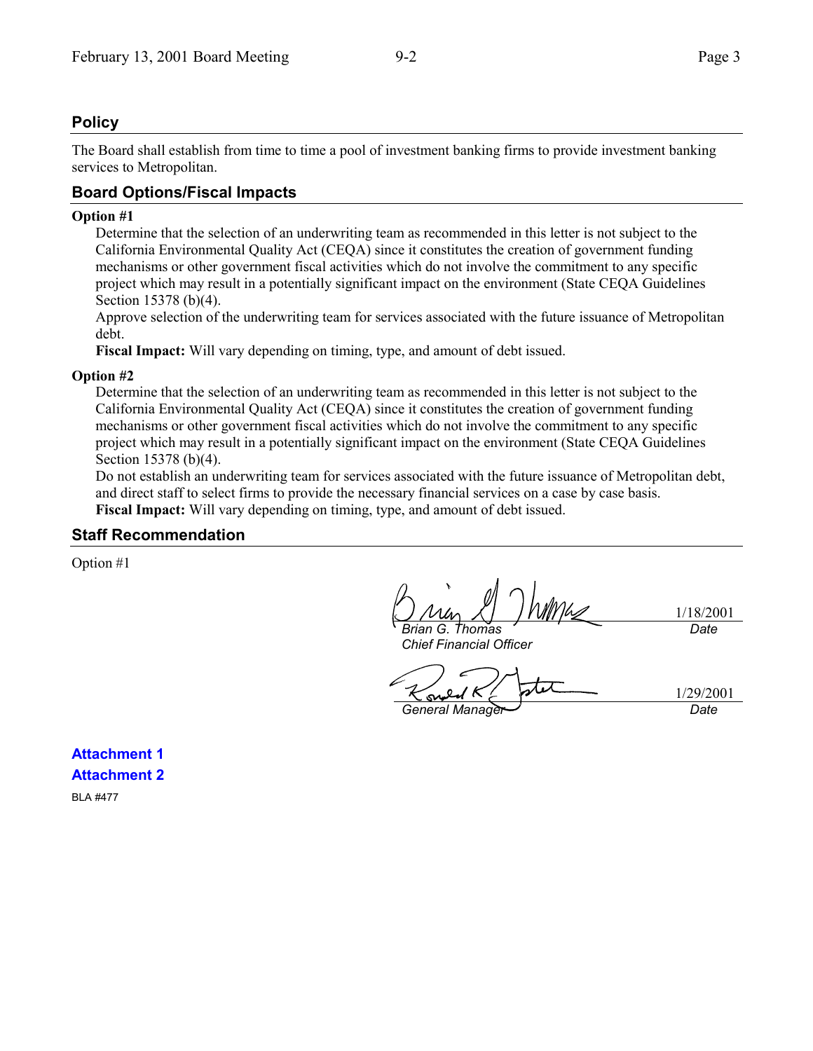## Policy

The Board shall establish from time to time a pool of investment banking firms to provide investment banking services to Metropolitan.

## Board Options/Fiscal Impacts

**Option #1**

Determine that the selection of an underwriting team as recommended in this letter is not subject to the California Environmental Quality Act (CEQA) since it constitutes the creation of government funding mechanisms or other government fiscal activities which do not involve the commitment to any specific project which may result in a potentially significant impact on the environment (State CEQA Guidelines Section 15378 (b)(4).

Approve selection of the underwriting team for services associated with the future issuance of Metropolitan debt.

**Fiscal Impact:** Will vary depending on timing, type, and amount of debt issued.

**Option #2**

Determine that the selection of an underwriting team as recommended in this letter is not subject to the California Environmental Quality Act (CEQA) since it constitutes the creation of government funding mechanisms or other government fiscal activities which do not involve the commitment to any specific project which may result in a potentially significant impact on the environment (State CEQA Guidelines Section 15378 (b)(4).

Do not establish an underwriting team for services associated with the future issuance of Metropolitan debt, and direct staff to select firms to provide the necessary financial services on a case by case basis.

**Fiscal Impact:** Will vary depending on timing, type, and amount of debt issued.

## Staff Recommendation

Option #1

| | |
|---|---|
| *Brian G. Thomas*<br>*Chief Financial Officer* | 1/18/2001<br>*Date* |
| *General Manager* | 1/29/2001<br>*Date* |

**Attachment 1**

**Attachment 2**

BLA #477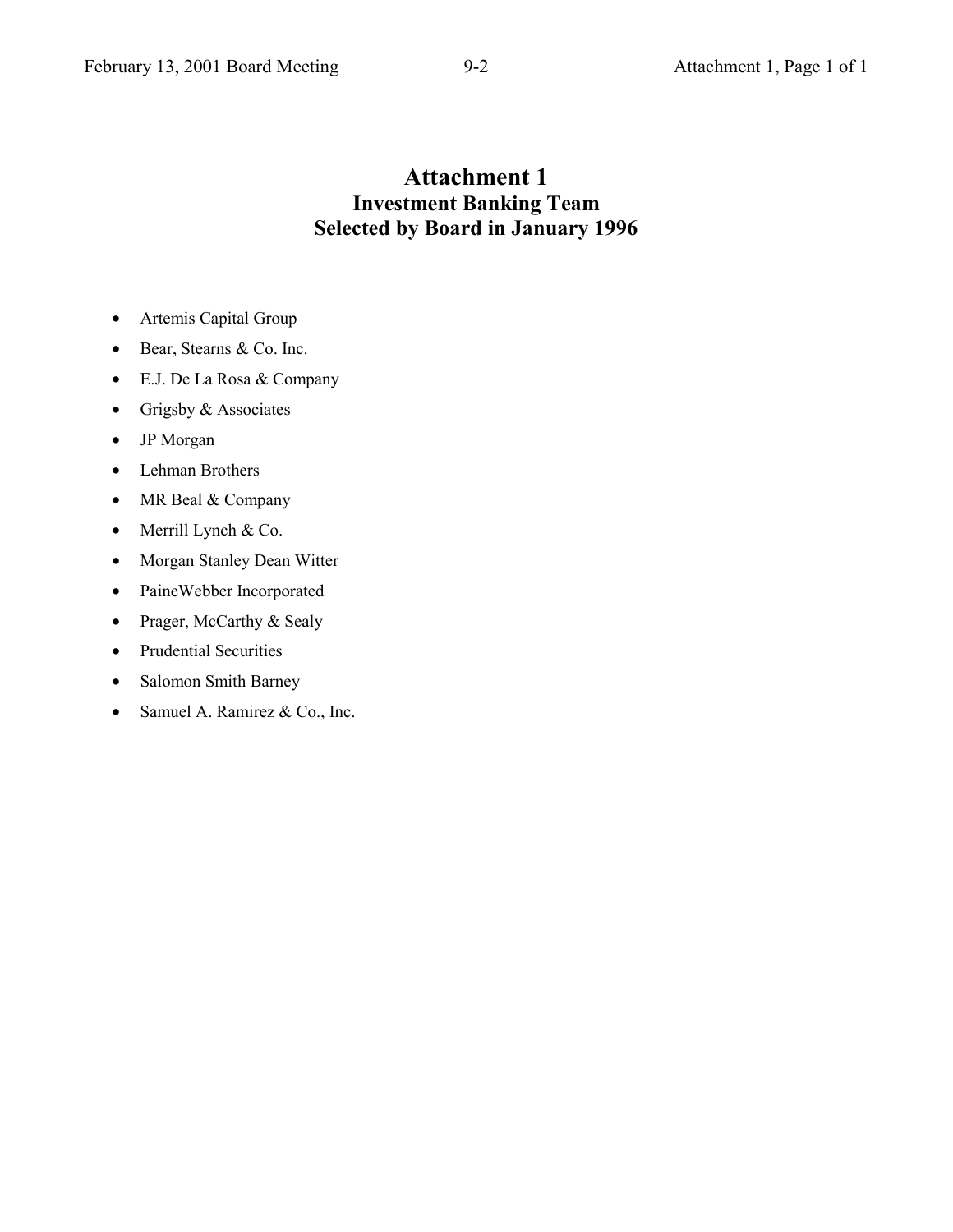# Attachment 1

## Investment Banking Team

## Selected by Board in January 1996

- Artemis Capital Group
- Bear, Stearns & Co. Inc.
- E.J. De La Rosa & Company
- Grigsby & Associates
- JP Morgan
- Lehman Brothers
- MR Beal & Company
- Merrill Lynch & Co.
- Morgan Stanley Dean Witter
- PaineWebber Incorporated
- Prager, McCarthy & Sealy
- Prudential Securities
- Salomon Smith Barney
- Samuel A. Ramirez & Co., Inc.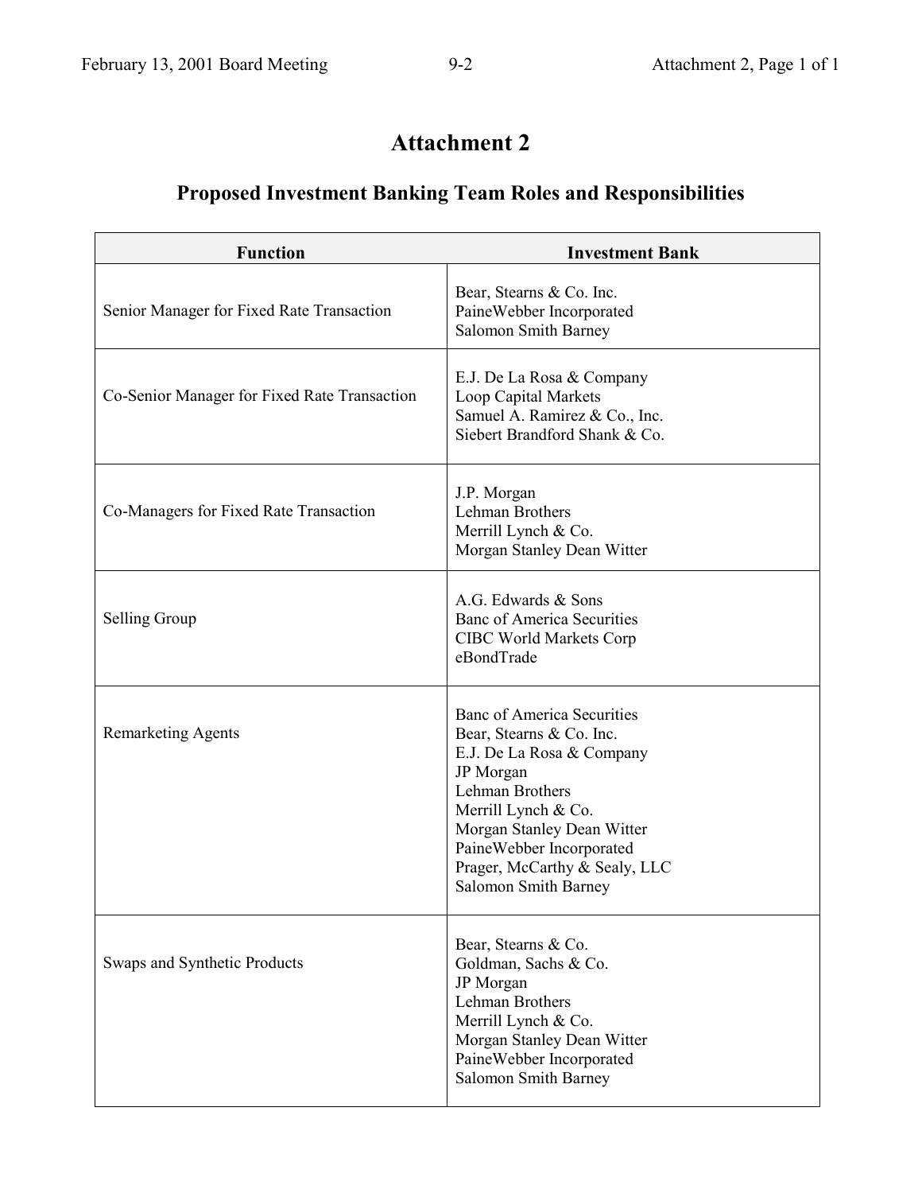# Attachment 2

## Proposed Investment Banking Team Roles and Responsibilities

| Function | Investment Bank |
|---|---|
| Senior Manager for Fixed Rate Transaction | Bear, Stearns & Co. Inc.<br>PaineWebber Incorporated<br>Salomon Smith Barney |
| Co-Senior Manager for Fixed Rate Transaction | E.J. De La Rosa & Company<br>Loop Capital Markets<br>Samuel A. Ramirez & Co., Inc.<br>Siebert Brandford Shank & Co. |
| Co-Managers for Fixed Rate Transaction | J.P. Morgan<br>Lehman Brothers<br>Merrill Lynch & Co.<br>Morgan Stanley Dean Witter |
| Selling Group | A.G. Edwards & Sons<br>Banc of America Securities<br>CIBC World Markets Corp<br>eBondTrade |
| Remarketing Agents | Banc of America Securities<br>Bear, Stearns & Co. Inc.<br>E.J. De La Rosa & Company<br>JP Morgan<br>Lehman Brothers<br>Merrill Lynch & Co.<br>Morgan Stanley Dean Witter<br>PaineWebber Incorporated<br>Prager, McCarthy & Sealy, LLC<br>Salomon Smith Barney |
| Swaps and Synthetic Products | Bear, Stearns & Co.<br>Goldman, Sachs & Co.<br>JP Morgan<br>Lehman Brothers<br>Merrill Lynch & Co.<br>Morgan Stanley Dean Witter<br>PaineWebber Incorporated<br>Salomon Smith Barney |